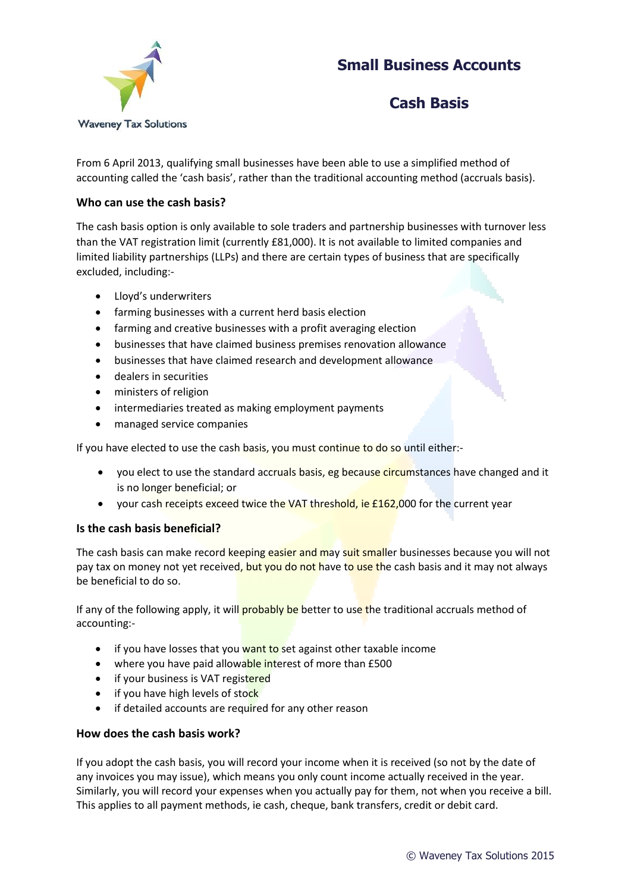Waveney Tax Solutions

# Small Business Accounts

# Cash Basis

From 6 April 2013, qualifying small businesses have been able to use a simplified method of accounting called the 'cash basis', rather than the traditional accounting method (accruals basis).

### Who can use the cash basis?

The cash basis option is only available to sole traders and partnership businesses with turnover less than the VAT registration limit (currently £81,000). It is not available to limited companies and limited liability partnerships (LLPs) and there are certain types of business that are specifically excluded, including:-

- Lloyd's underwriters
- farming businesses with a current herd basis election
- farming and creative businesses with a profit averaging election
- businesses that have claimed business premises renovation allowance
- businesses that have claimed research and development allowance
- dealers in securities
- ministers of religion
- intermediaries treated as making employment payments
- managed service companies

If you have elected to use the cash basis, you must continue to do so until either:-

- you elect to use the standard accruals basis, eg because circumstances have changed and it is no longer beneficial; or
- your cash receipts exceed twice the VAT threshold, ie £162,000 for the current year

### Is the cash basis beneficial?

The cash basis can make record keeping easier and may suit smaller businesses because you will not pay tax on money not yet received, but you do not have to use the cash basis and it may not always be beneficial to do so.

If any of the following apply, it will probably be better to use the traditional accruals method of accounting:-

- if you have losses that you want to set against other taxable income
- where you have paid allowable interest of more than £500
- if your business is VAT registered
- if you have high levels of stock
- if detailed accounts are required for any other reason

### How does the cash basis work?

If you adopt the cash basis, you will record your income when it is received (so not by the date of any invoices you may issue), which means you only count income actually received in the year. Similarly, you will record your expenses when you actually pay for them, not when you receive a bill. This applies to all payment methods, ie cash, cheque, bank transfers, credit or debit card.

© Waveney Tax Solutions 2015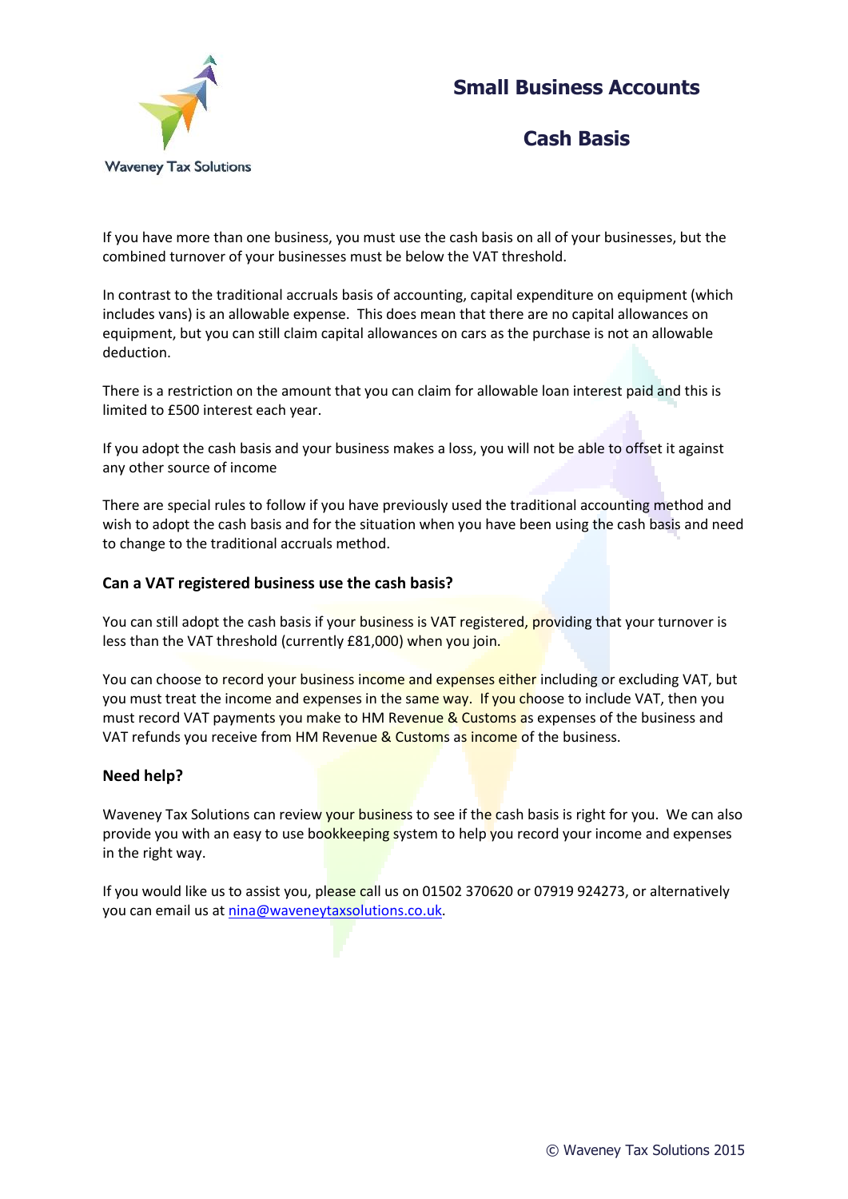# Small Business Accounts

## Cash Basis

If you have more than one business, you must use the cash basis on all of your businesses, but the combined turnover of your businesses must be below the VAT threshold.

In contrast to the traditional accruals basis of accounting, capital expenditure on equipment (which includes vans) is an allowable expense. This does mean that there are no capital allowances on equipment, but you can still claim capital allowances on cars as the purchase is not an allowable deduction.

There is a restriction on the amount that you can claim for allowable loan interest paid and this is limited to £500 interest each year.

If you adopt the cash basis and your business makes a loss, you will not be able to offset it against any other source of income

There are special rules to follow if you have previously used the traditional accounting method and wish to adopt the cash basis and for the situation when you have been using the cash basis and need to change to the traditional accruals method.

### Can a VAT registered business use the cash basis?

You can still adopt the cash basis if your business is VAT registered, providing that your turnover is less than the VAT threshold (currently £81,000) when you join.

You can choose to record your business income and expenses either including or excluding VAT, but you must treat the income and expenses in the same way. If you choose to include VAT, then you must record VAT payments you make to HM Revenue & Customs as expenses of the business and VAT refunds you receive from HM Revenue & Customs as income of the business.

### Need help?

Waveney Tax Solutions can review your business to see if the cash basis is right for you. We can also provide you with an easy to use bookkeeping system to help you record your income and expenses in the right way.

If you would like us to assist you, please call us on 01502 370620 or 07919 924273, or alternatively you can email us at nina@waveneytaxsolutions.co.uk.